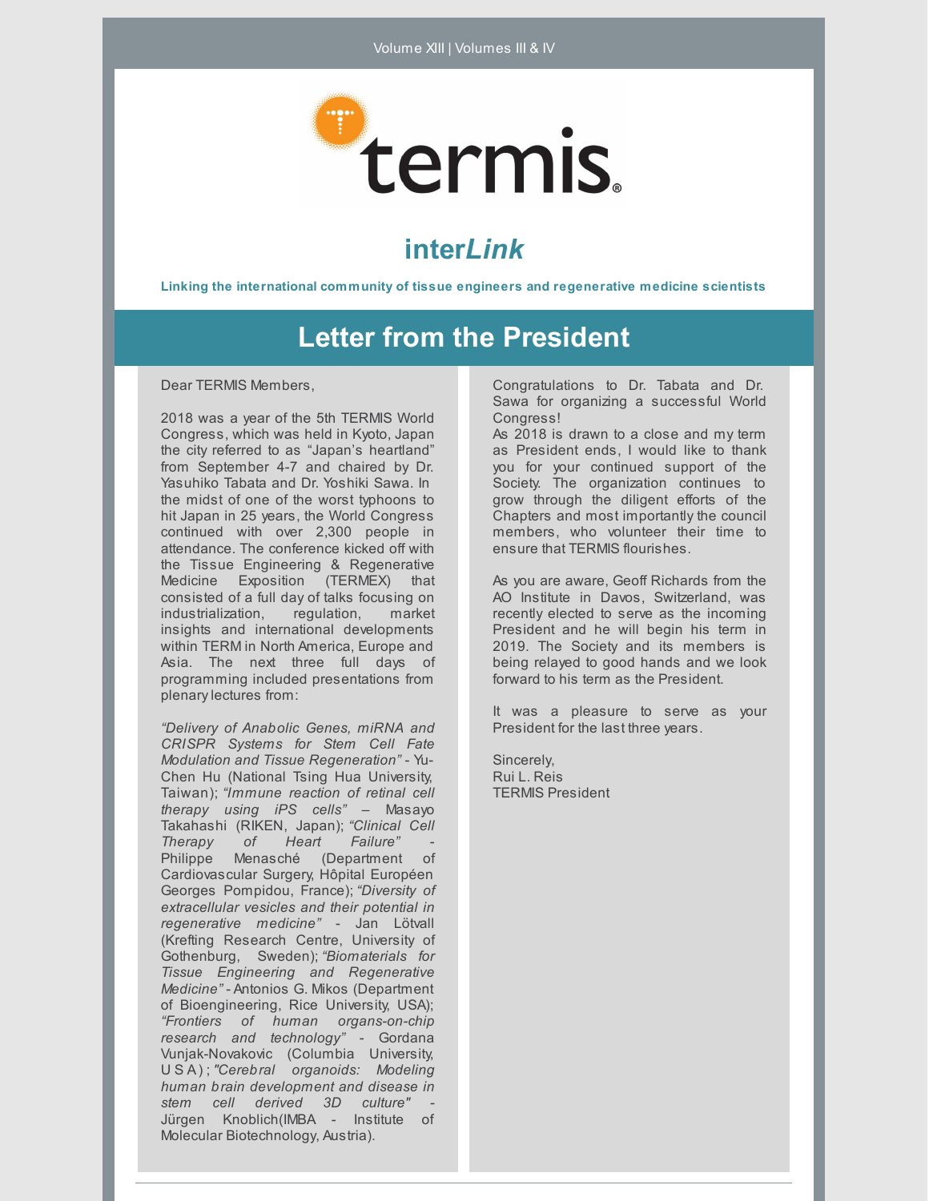Volume XIII | Volumes III & IV

termis

# inter*Link*

**Linking the international community of tissue engineers and regenerative medicine scientists**

## Letter from the President

Dear TERMIS Members,

2018 was a year of the 5th TERMIS World Congress, which was held in Kyoto, Japan the city referred to as "Japan's heartland" from September 4-7 and chaired by Dr. Yasuhiko Tabata and Dr. Yoshiki Sawa. In the midst of one of the worst typhoons to hit Japan in 25 years, the World Congress continued with over 2,300 people in attendance. The conference kicked off with the Tissue Engineering & Regenerative Medicine Exposition (TERMEX) that consisted of a full day of talks focusing on industrialization, regulation, market insights and international developments within TERM in North America, Europe and Asia. The next three full days of programming included presentations from plenary lectures from:

*"Delivery of Anabolic Genes, miRNA and CRISPR Systems for Stem Cell Fate Modulation and Tissue Regeneration"* - Yu-Chen Hu (National Tsing Hua University, Taiwan); *"Immune reaction of retinal cell therapy using iPS cells"* – Masayo Takahashi (RIKEN, Japan); *"Clinical Cell Therapy of Heart Failure"* - Philippe Menasché (Department of Cardiovascular Surgery, Hôpital Européen Georges Pompidou, France); *"Diversity of extracellular vesicles and their potential in regenerative medicine"* - Jan Lötvall (Krefting Research Centre, University of Gothenburg, Sweden); *"Biomaterials for Tissue Engineering and Regenerative Medicine"* - Antonios G. Mikos (Department of Bioengineering, Rice University, USA); *"Frontiers of human organs-on-chip research and technology"* - Gordana Vunjak-Novakovic (Columbia University, USA); *"Cerebral organoids: Modeling human brain development and disease in stem cell derived 3D culture"* - Jürgen Knoblich(IMBA - Institute of Molecular Biotechnology, Austria).

Congratulations to Dr. Tabata and Dr. Sawa for organizing a successful World Congress!

As 2018 is drawn to a close and my term as President ends, I would like to thank you for your continued support of the Society. The organization continues to grow through the diligent efforts of the Chapters and most importantly the council members, who volunteer their time to ensure that TERMIS flourishes.

As you are aware, Geoff Richards from the AO Institute in Davos, Switzerland, was recently elected to serve as the incoming President and he will begin his term in 2019. The Society and its members is being relayed to good hands and we look forward to his term as the President.

It was a pleasure to serve as your President for the last three years.

Sincerely,
Rui L. Reis
TERMIS President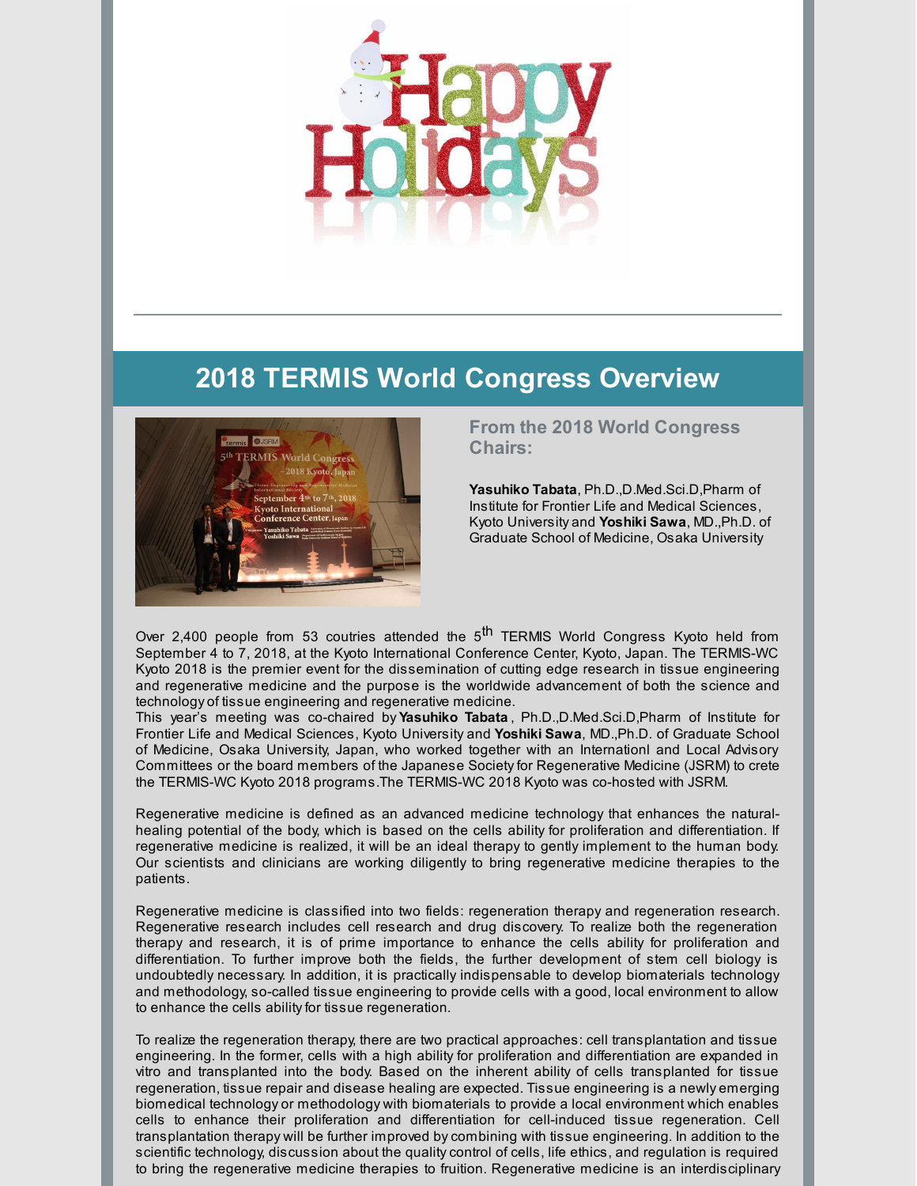# 2018 TERMIS World Congress Overview

### From the 2018 World Congress Chairs:

**Yasuhiko Tabata**, Ph.D.,D.Med.Sci.D,Pharm of Institute for Frontier Life and Medical Sciences, Kyoto University and **Yoshiki Sawa**, MD.,Ph.D. of Graduate School of Medicine, Osaka University

Over 2,400 people from 53 coutries attended the 5th TERMIS World Congress Kyoto held from September 4 to 7, 2018, at the Kyoto International Conference Center, Kyoto, Japan. The TERMIS-WC Kyoto 2018 is the premier event for the dissemination of cutting edge research in tissue engineering and regenerative medicine and the purpose is the worldwide advancement of both the science and technology of tissue engineering and regenerative medicine.

This year's meeting was co-chaired by **Yasuhiko Tabata**, Ph.D.,D.Med.Sci.D,Pharm of Institute for Frontier Life and Medical Sciences, Kyoto University and **Yoshiki Sawa**, MD.,Ph.D. of Graduate School of Medicine, Osaka University, Japan, who worked together with an Internationl and Local Advisory Committees or the board members of the Japanese Society for Regenerative Medicine (JSRM) to crete the TERMIS-WC Kyoto 2018 programs.The TERMIS-WC 2018 Kyoto was co-hosted with JSRM.

Regenerative medicine is defined as an advanced medicine technology that enhances the natural-healing potential of the body, which is based on the cells ability for proliferation and differentiation. If regenerative medicine is realized, it will be an ideal therapy to gently implement to the human body. Our scientists and clinicians are working diligently to bring regenerative medicine therapies to the patients.

Regenerative medicine is classified into two fields: regeneration therapy and regeneration research. Regenerative research includes cell research and drug discovery. To realize both the regeneration therapy and research, it is of prime importance to enhance the cells ability for proliferation and differentiation. To further improve both the fields, the further development of stem cell biology is undoubtedly necessary. In addition, it is practically indispensable to develop biomaterials technology and methodology, so-called tissue engineering to provide cells with a good, local environment to allow to enhance the cells ability for tissue regeneration.

To realize the regeneration therapy, there are two practical approaches: cell transplantation and tissue engineering. In the former, cells with a high ability for proliferation and differentiation are expanded in vitro and transplanted into the body. Based on the inherent ability of cells transplanted for tissue regeneration, tissue repair and disease healing are expected. Tissue engineering is a newly emerging biomedical technology or methodology with biomaterials to provide a local environment which enables cells to enhance their proliferation and differentiation for cell-induced tissue regeneration. Cell transplantation therapy will be further improved by combining with tissue engineering. In addition to the scientific technology, discussion about the quality control of cells, life ethics, and regulation is required to bring the regenerative medicine therapies to fruition. Regenerative medicine is an interdisciplinary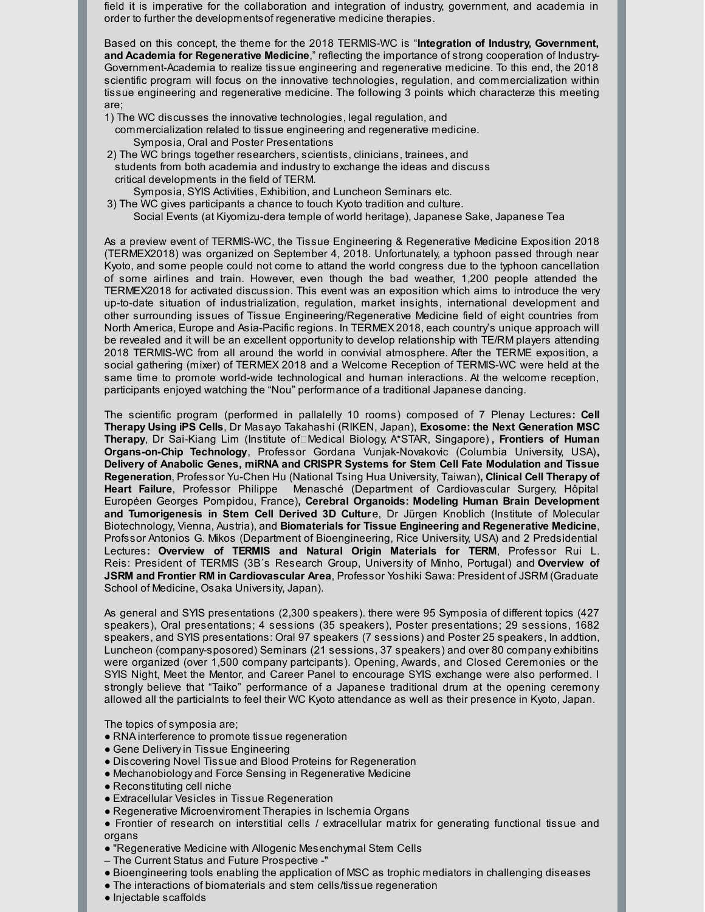field it is imperative for the collaboration and integration of industry, government, and academia in order to further the developmentsof regenerative medicine therapies.

Based on this concept, the theme for the 2018 TERMIS-WC is "**Integration of Industry, Government, and Academia for Regenerative Medicine**," reflecting the importance of strong cooperation of Industry-Government-Academia to realize tissue engineering and regenerative medicine. To this end, the 2018 scientific program will focus on the innovative technologies, regulation, and commercialization within tissue engineering and regenerative medicine. The following 3 points which characterze this meeting are;

1) The WC discusses the innovative technologies, legal regulation, and commercialization related to tissue engineering and regenerative medicine.
   Symposia, Oral and Poster Presentations
2) The WC brings together researchers, scientists, clinicians, trainees, and students from both academia and industry to exchange the ideas and discuss critical developments in the field of TERM.
   Symposia, SYIS Activities, Exhibition, and Luncheon Seminars etc.
3) The WC gives participants a chance to touch Kyoto tradition and culture.
   Social Events (at Kiyomizu-dera temple of world heritage), Japanese Sake, Japanese Tea

As a preview event of TERMIS-WC, the Tissue Engineering & Regenerative Medicine Exposition 2018 (TERMEX2018) was organized on September 4, 2018. Unfortunately, a typhoon passed through near Kyoto, and some people could not come to attand the world congress due to the typhoon cancellation of some airlines and train. However, even though the bad weather, 1,200 people attended the TERMEX2018 for activated discussion. This event was an exposition which aims to introduce the very up-to-date situation of industrialization, regulation, market insights, international development and other surrounding issues of Tissue Engineering/Regenerative Medicine field of eight countries from North America, Europe and Asia-Pacific regions. In TERMEX 2018, each country's unique approach will be revealed and it will be an excellent opportunity to develop relationship with TE/RM players attending 2018 TERMIS-WC from all around the world in convivial atmosphere. After the TERME exposition, a social gathering (mixer) of TERMEX 2018 and a Welcome Reception of TERMIS-WC were held at the same time to promote world-wide technological and human interactions. At the welcome reception, participants enjoyed watching the "Nou" performance of a traditional Japanese dancing.

The scientific program (performed in pallalelly 10 rooms) composed of 7 Plenay Lectures**: Cell Therapy Using iPS Cells**, Dr Masayo Takahashi (RIKEN, Japan), **Exosome: the Next Generation MSC Therapy**, Dr Sai-Kiang Lim (Institute of Medical Biology, A*STAR, Singapore)**, Frontiers of Human Organs-on-Chip Technology**, Professor Gordana Vunjak-Novakovic (Columbia University, USA)**, Delivery of Anabolic Genes, miRNA and CRISPR Systems for Stem Cell Fate Modulation and Tissue Regeneration**, Professor Yu-Chen Hu (National Tsing Hua University, Taiwan)**, Clinical Cell Therapy of Heart Failure**, Professor Philippe Menasché (Department of Cardiovascular Surgery, Hôpital Européen Georges Pompidou, France)**, Cerebral Organoids: Modeling Human Brain Development and Tumorigenesis in Stem Cell Derived 3D Cultur**e, Dr Jürgen Knoblich (Institute of Molecular Biotechnology, Vienna, Austria), and **Biomaterials for Tissue Engineering and Regenerative Medicine**, Profssor Antonios G. Mikos (Department of Bioengineering, Rice University, USA) and 2 Predsidential Lectures**: Overview of TERMIS and Natural Origin Materials for TERM**, Professor Rui L. Reis: President of TERMIS (3B´s Research Group, University of Minho, Portugal) and **Overview of JSRM and Frontier RM in Cardiovascular Area**, Professor Yoshiki Sawa: President of JSRM (Graduate School of Medicine, Osaka University, Japan).

As general and SYIS presentations (2,300 speakers). there were 95 Symposia of different topics (427 speakers), Oral presentations; 4 sessions (35 speakers), Poster presentations; 29 sessions, 1682 speakers, and SYIS presentations: Oral 97 speakers (7 sessions) and Poster 25 speakers, In addtion, Luncheon (company-sposored) Seminars (21 sessions, 37 speakers) and over 80 company exhibitins were organized (over 1,500 company partcipants). Opening, Awards, and Closed Ceremonies or the SYIS Night, Meet the Mentor, and Career Panel to encourage SYIS exchange were also performed. I strongly believe that "Taiko" performance of a Japanese traditional drum at the opening ceremony allowed all the particialnts to feel their WC Kyoto attendance as well as their presence in Kyoto, Japan.

The topics of symposia are;

- RNA interference to promote tissue regeneration
- Gene Delivery in Tissue Engineering
- Discovering Novel Tissue and Blood Proteins for Regeneration
- Mechanobiology and Force Sensing in Regenerative Medicine
- Reconstituting cell niche
- Extracellular Vesicles in Tissue Regeneration
- Regenerative Microenviroment Therapies in Ischemia Organs
- Frontier of research on interstitial cells / extracellular matrix for generating functional tissue and organs
- "Regenerative Medicine with Allogenic Mesenchymal Stem Cells – The Current Status and Future Prospective -"
- Bioengineering tools enabling the application of MSC as trophic mediators in challenging diseases
- The interactions of biomaterials and stem cells/tissue regeneration
- Injectable scaffolds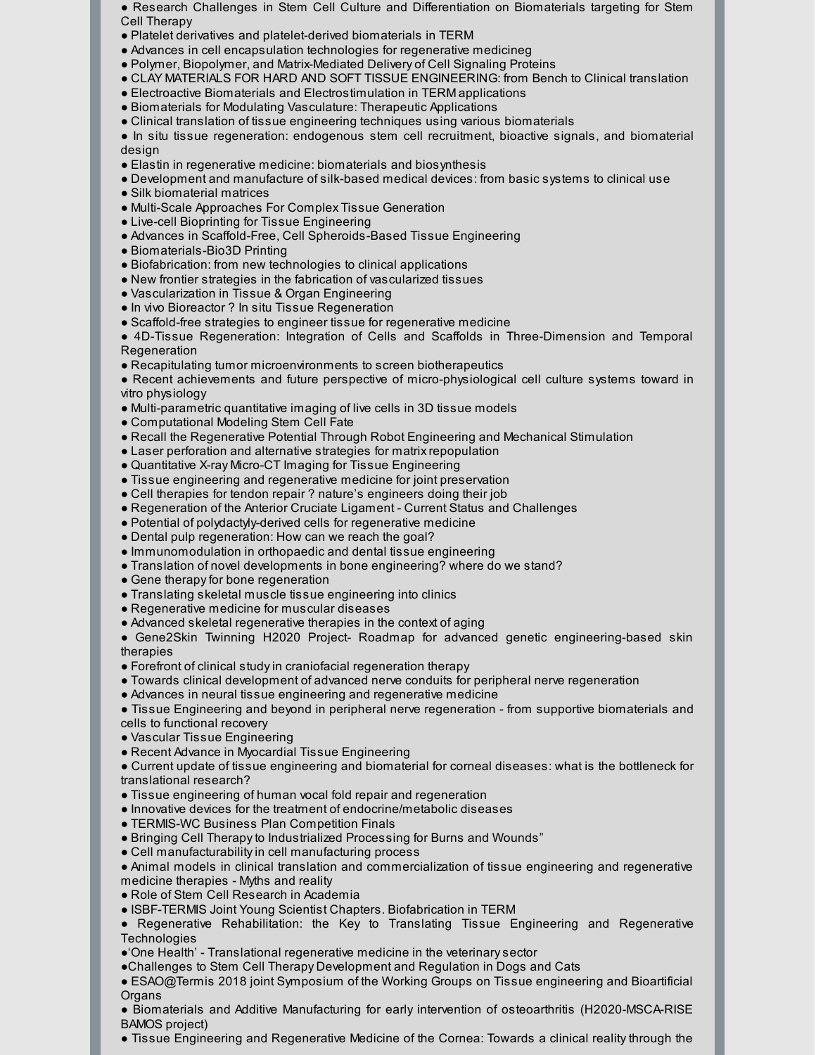- Research Challenges in Stem Cell Culture and Differentiation on Biomaterials targeting for Stem Cell Therapy
- Platelet derivatives and platelet-derived biomaterials in TERM
- Advances in cell encapsulation technologies for regenerative medicineg
- Polymer, Biopolymer, and Matrix-Mediated Delivery of Cell Signaling Proteins
- CLAY MATERIALS FOR HARD AND SOFT TISSUE ENGINEERING: from Bench to Clinical translation
- Electroactive Biomaterials and Electrostimulation in TERM applications
- Biomaterials for Modulating Vasculature: Therapeutic Applications
- Clinical translation of tissue engineering techniques using various biomaterials
- In situ tissue regeneration: endogenous stem cell recruitment, bioactive signals, and biomaterial design
- Elastin in regenerative medicine: biomaterials and biosynthesis
- Development and manufacture of silk-based medical devices: from basic systems to clinical use
- Silk biomaterial matrices
- Multi-Scale Approaches For Complex Tissue Generation
- Live-cell Bioprinting for Tissue Engineering
- Advances in Scaffold-Free, Cell Spheroids-Based Tissue Engineering
- Biomaterials-Bio3D Printing
- Biofabrication: from new technologies to clinical applications
- New frontier strategies in the fabrication of vascularized tissues
- Vascularization in Tissue & Organ Engineering
- In vivo Bioreactor ? In situ Tissue Regeneration
- Scaffold-free strategies to engineer tissue for regenerative medicine
- 4D-Tissue Regeneration: Integration of Cells and Scaffolds in Three-Dimension and Temporal Regeneration
- Recapitulating tumor microenvironments to screen biotherapeutics
- Recent achievements and future perspective of micro-physiological cell culture systems toward in vitro physiology
- Multi-parametric quantitative imaging of live cells in 3D tissue models
- Computational Modeling Stem Cell Fate
- Recall the Regenerative Potential Through Robot Engineering and Mechanical Stimulation
- Laser perforation and alternative strategies for matrix repopulation
- Quantitative X-ray Micro-CT Imaging for Tissue Engineering
- Tissue engineering and regenerative medicine for joint preservation
- Cell therapies for tendon repair ? nature's engineers doing their job
- Regeneration of the Anterior Cruciate Ligament - Current Status and Challenges
- Potential of polydactyly-derived cells for regenerative medicine
- Dental pulp regeneration: How can we reach the goal?
- Immunomodulation in orthopaedic and dental tissue engineering
- Translation of novel developments in bone engineering? where do we stand?
- Gene therapy for bone regeneration
- Translating skeletal muscle tissue engineering into clinics
- Regenerative medicine for muscular diseases
- Advanced skeletal regenerative therapies in the context of aging
- Gene2Skin Twinning H2020 Project- Roadmap for advanced genetic engineering-based skin therapies
- Forefront of clinical study in craniofacial regeneration therapy
- Towards clinical development of advanced nerve conduits for peripheral nerve regeneration
- Advances in neural tissue engineering and regenerative medicine
- Tissue Engineering and beyond in peripheral nerve regeneration - from supportive biomaterials and cells to functional recovery
- Vascular Tissue Engineering
- Recent Advance in Myocardial Tissue Engineering
- Current update of tissue engineering and biomaterial for corneal diseases: what is the bottleneck for translational research?
- Tissue engineering of human vocal fold repair and regeneration
- Innovative devices for the treatment of endocrine/metabolic diseases
- TERMIS-WC Business Plan Competition Finals
- Bringing Cell Therapy to Industrialized Processing for Burns and Wounds"
- Cell manufacturability in cell manufacturing process
- Animal models in clinical translation and commercialization of tissue engineering and regenerative medicine therapies - Myths and reality
- Role of Stem Cell Research in Academia
- ISBF-TERMIS Joint Young Scientist Chapters. Biofabrication in TERM
- Regenerative Rehabilitation: the Key to Translating Tissue Engineering and Regenerative Technologies
- 'One Health' - Translational regenerative medicine in the veterinary sector
- Challenges to Stem Cell Therapy Development and Regulation in Dogs and Cats
- ESAO@Termis 2018 joint Symposium of the Working Groups on Tissue engineering and Bioartificial Organs
- Biomaterials and Additive Manufacturing for early intervention of osteoarthritis (H2020-MSCA-RISE BAMOS project)
- Tissue Engineering and Regenerative Medicine of the Cornea: Towards a clinical reality through the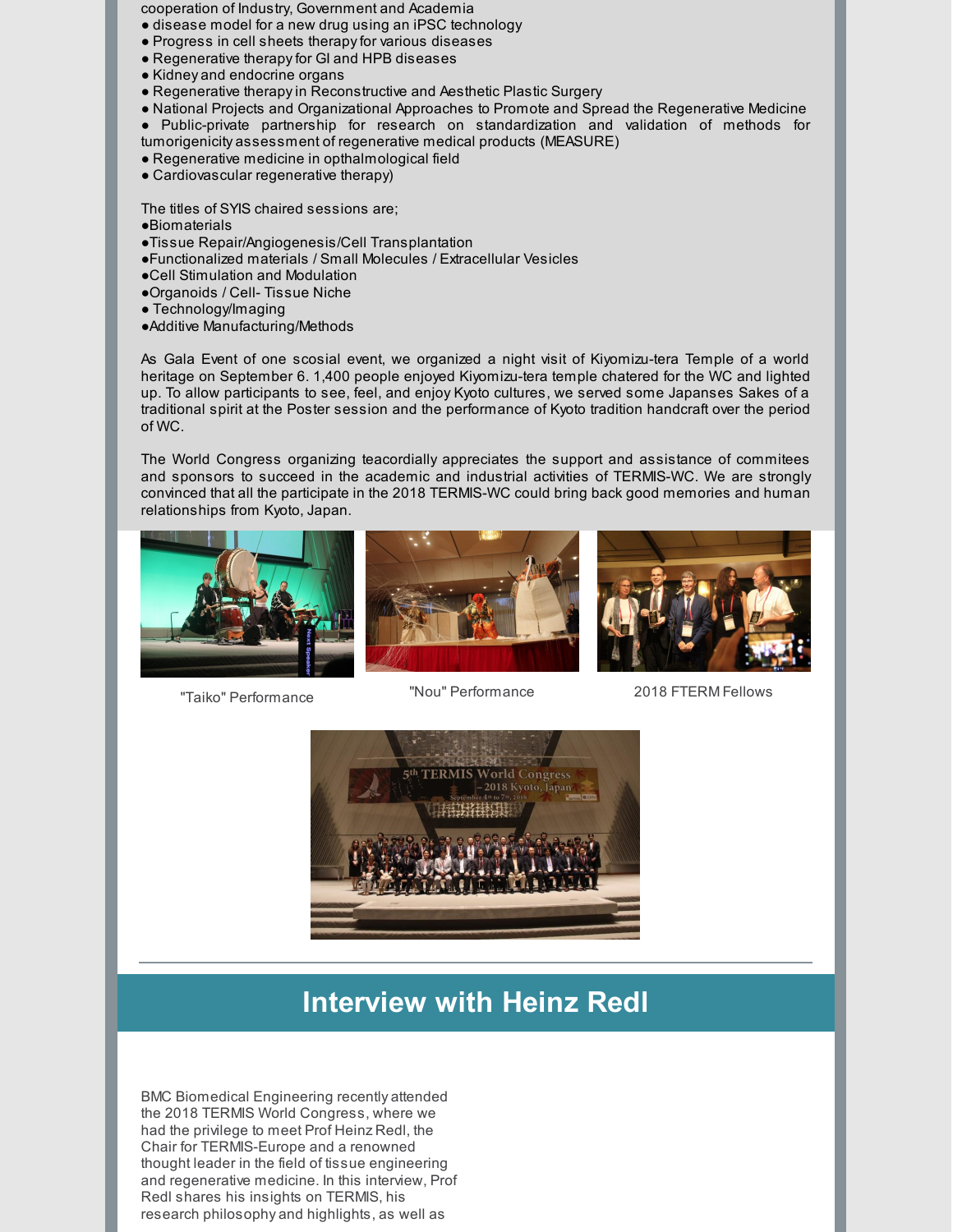cooperation of Industry, Government and Academia
- disease model for a new drug using an iPSC technology
- Progress in cell sheets therapy for various diseases
- Regenerative therapy for GI and HPB diseases
- Kidney and endocrine organs
- Regenerative therapy in Reconstructive and Aesthetic Plastic Surgery
- National Projects and Organizational Approaches to Promote and Spread the Regenerative Medicine
- Public-private partnership for research on standardization and validation of methods for tumorigenicity assessment of regenerative medical products (MEASURE)
- Regenerative medicine in opthalmological field
- Cardiovascular regenerative therapy)

The titles of SYIS chaired sessions are;
- Biomaterials
- Tissue Repair/Angiogenesis/Cell Transplantation
- Functionalized materials / Small Molecules / Extracellular Vesicles
- Cell Stimulation and Modulation
- Organoids / Cell- Tissue Niche
- Technology/Imaging
- Additive Manufacturing/Methods

As Gala Event of one scosial event, we organized a night visit of Kiyomizu-tera Temple of a world heritage on September 6. 1,400 people enjoyed Kiyomizu-tera temple chatered for the WC and lighted up. To allow participants to see, feel, and enjoy Kyoto cultures, we served some Japanses Sakes of a traditional spirit at the Poster session and the performance of Kyoto tradition handcraft over the period of WC.

The World Congress organizing teacordially appreciates the support and assistance of commitees and sponsors to succeed in the academic and industrial activities of TERMIS-WC. We are strongly convinced that all the participate in the 2018 TERMIS-WC could bring back good memories and human relationships from Kyoto, Japan.

"Taiko" Performance

"Nou" Performance

2018 FTERM Fellows

## Interview with Heinz Redl

BMC Biomedical Engineering recently attended the 2018 TERMIS World Congress, where we had the privilege to meet Prof Heinz Redl, the Chair for TERMIS-Europe and a renowned thought leader in the field of tissue engineering and regenerative medicine. In this interview, Prof Redl shares his insights on TERMIS, his research philosophy and highlights, as well as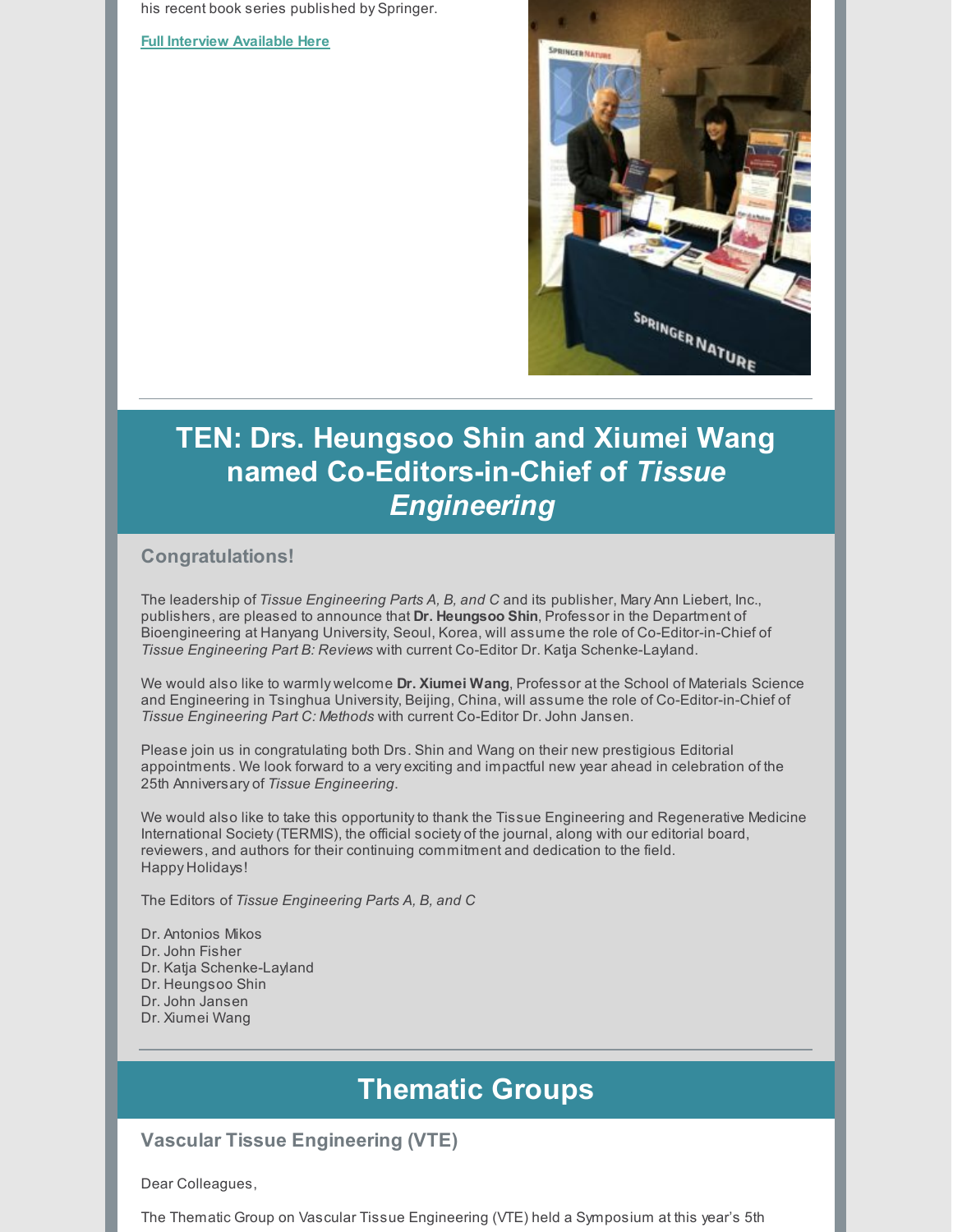his recent book series published by Springer.

**Full Interview Available Here**

## TEN: Drs. Heungsoo Shin and Xiumei Wang named Co-Editors-in-Chief of *Tissue Engineering*

### Congratulations!

The leadership of *Tissue Engineering Parts A, B, and C* and its publisher, Mary Ann Liebert, Inc., publishers, are pleased to announce that **Dr. Heungsoo Shin**, Professor in the Department of Bioengineering at Hanyang University, Seoul, Korea, will assume the role of Co-Editor-in-Chief of *Tissue Engineering Part B: Reviews* with current Co-Editor Dr. Katja Schenke-Layland.

We would also like to warmly welcome **Dr. Xiumei Wang**, Professor at the School of Materials Science and Engineering in Tsinghua University, Beijing, China, will assume the role of Co-Editor-in-Chief of *Tissue Engineering Part C: Methods* with current Co-Editor Dr. John Jansen.

Please join us in congratulating both Drs. Shin and Wang on their new prestigious Editorial appointments. We look forward to a very exciting and impactful new year ahead in celebration of the 25th Anniversary of *Tissue Engineering*.

We would also like to take this opportunity to thank the Tissue Engineering and Regenerative Medicine International Society (TERMIS), the official society of the journal, along with our editorial board, reviewers, and authors for their continuing commitment and dedication to the field.
Happy Holidays!

The Editors of *Tissue Engineering Parts A, B, and C*

Dr. Antonios Mikos
Dr. John Fisher
Dr. Katja Schenke-Layland
Dr. Heungsoo Shin
Dr. John Jansen
Dr. Xiumei Wang

## Thematic Groups

### Vascular Tissue Engineering (VTE)

Dear Colleagues,

The Thematic Group on Vascular Tissue Engineering (VTE) held a Symposium at this year's 5th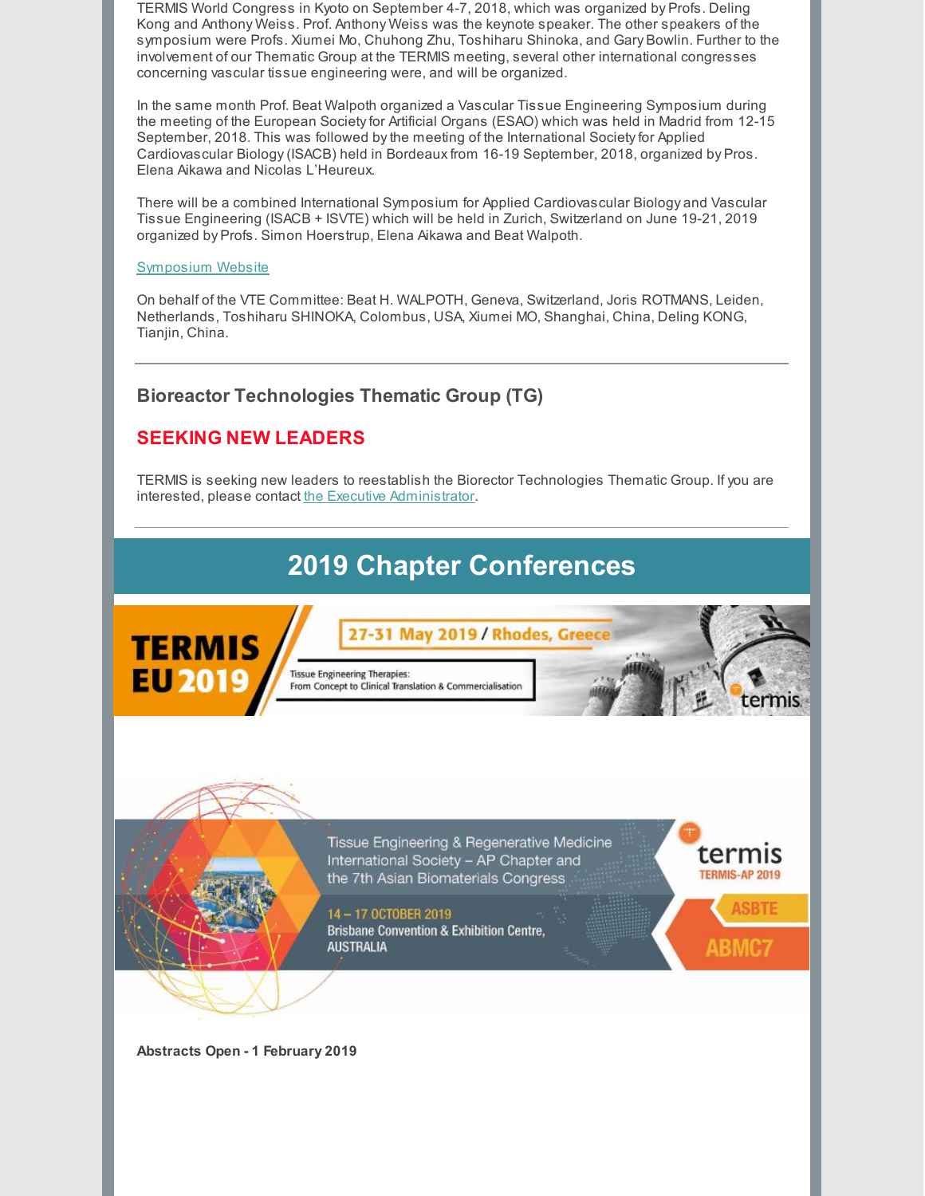TERMIS World Congress in Kyoto on September 4-7, 2018, which was organized by Profs. Deling Kong and Anthony Weiss. Prof. Anthony Weiss was the keynote speaker. The other speakers of the symposium were Profs. Xiumei Mo, Chuhong Zhu, Toshiharu Shinoka, and Gary Bowlin. Further to the involvement of our Thematic Group at the TERMIS meeting, several other international congresses concerning vascular tissue engineering were, and will be organized.

In the same month Prof. Beat Walpoth organized a Vascular Tissue Engineering Symposium during the meeting of the European Society for Artificial Organs (ESAO) which was held in Madrid from 12-15 September, 2018. This was followed by the meeting of the International Society for Applied Cardiovascular Biology (ISACB) held in Bordeaux from 16-19 September, 2018, organized by Pros. Elena Aikawa and Nicolas L'Heureux.

There will be a combined International Symposium for Applied Cardiovascular Biology and Vascular Tissue Engineering (ISACB + ISVTE) which will be held in Zurich, Switzerland on June 19-21, 2019 organized by Profs. Simon Hoerstrup, Elena Aikawa and Beat Walpoth.

Symposium Website

On behalf of the VTE Committee: Beat H. WALPOTH, Geneva, Switzerland, Joris ROTMANS, Leiden, Netherlands, Toshiharu SHINOKA, Colombus, USA, Xiumei MO, Shanghai, China, Deling KONG, Tianjin, China.

---

### Bioreactor Technologies Thematic Group (TG)

### SEEKING NEW LEADERS

TERMIS is seeking new leaders to reestablish the Biorector Technologies Thematic Group. If you are interested, please contact the Executive Administrator.

---

## 2019 Chapter Conferences

TERMIS EU 2019
27-31 May 2019 / Rhodes, Greece
Tissue Engineering Therapies: From Concept to Clinical Translation & Commercialisation

Tissue Engineering & Regenerative Medicine International Society – AP Chapter and the 7th Asian Biomaterials Congress
14 – 17 OCTOBER 2019
Brisbane Convention & Exhibition Centre, AUSTRALIA
TERMIS-AP 2019 ASBTE ABMC7

**Abstracts Open - 1 February 2019**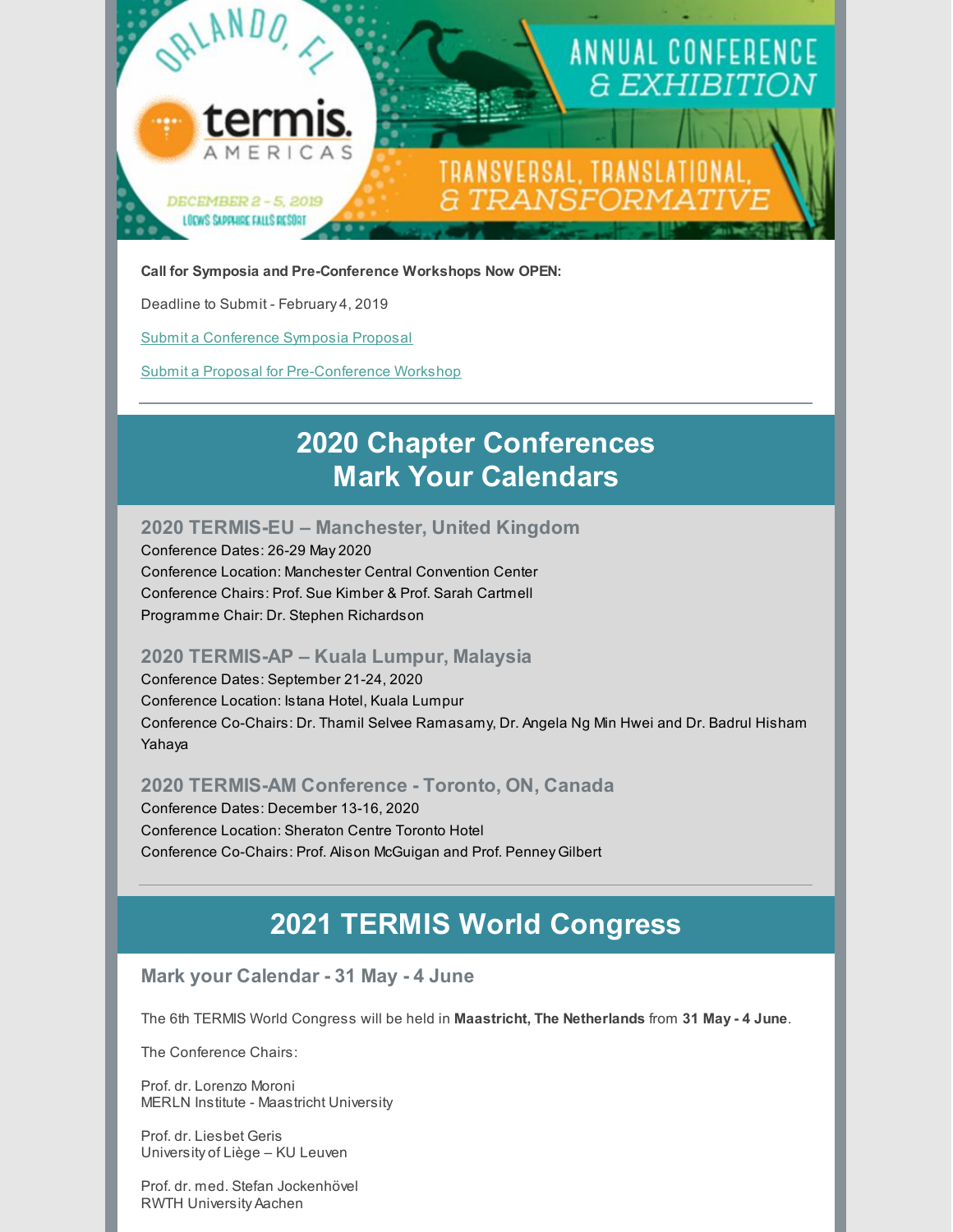**Call for Symposia and Pre-Conference Workshops Now OPEN:**

Deadline to Submit - February 4, 2019

Submit a Conference Symposia Proposal

Submit a Proposal for Pre-Conference Workshop

---

## 2020 Chapter Conferences
## Mark Your Calendars

### 2020 TERMIS-EU – Manchester, United Kingdom

Conference Dates: 26-29 May 2020
Conference Location: Manchester Central Convention Center
Conference Chairs: Prof. Sue Kimber & Prof. Sarah Cartmell
Programme Chair: Dr. Stephen Richardson

### 2020 TERMIS-AP – Kuala Lumpur, Malaysia

Conference Dates: September 21-24, 2020
Conference Location: Istana Hotel, Kuala Lumpur
Conference Co-Chairs: Dr. Thamil Selvee Ramasamy, Dr. Angela Ng Min Hwei and Dr. Badrul Hisham Yahaya

### 2020 TERMIS-AM Conference - Toronto, ON, Canada

Conference Dates: December 13-16, 2020
Conference Location: Sheraton Centre Toronto Hotel
Conference Co-Chairs: Prof. Alison McGuigan and Prof. Penney Gilbert

---

## 2021 TERMIS World Congress

### Mark your Calendar - 31 May - 4 June

The 6th TERMIS World Congress will be held in **Maastricht, The Netherlands** from **31 May - 4 June**.

The Conference Chairs:

Prof. dr. Lorenzo Moroni
MERLN Institute - Maastricht University

Prof. dr. Liesbet Geris
University of Liège – KU Leuven

Prof. dr. med. Stefan Jockenhövel
RWTH University Aachen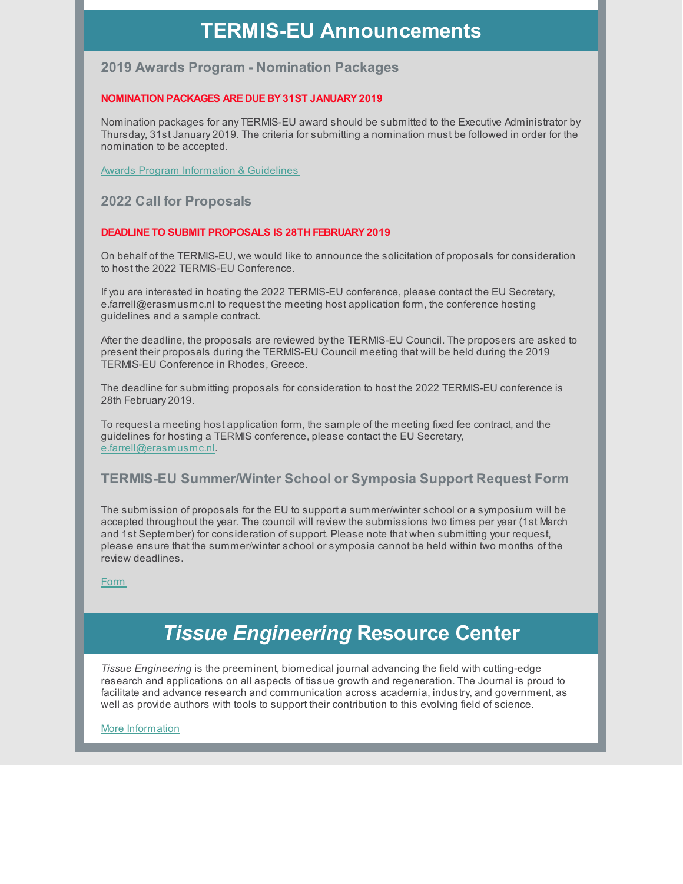# TERMIS-EU Announcements

## 2019 Awards Program - Nomination Packages

**NOMINATION PACKAGES ARE DUE BY 31ST JANUARY 2019**

Nomination packages for any TERMIS-EU award should be submitted to the Executive Administrator by Thursday, 31st January 2019. The criteria for submitting a nomination must be followed in order for the nomination to be accepted.

Awards Program Information & Guidelines

## 2022 Call for Proposals

**DEADLINE TO SUBMIT PROPOSALS IS 28TH FEBRUARY 2019**

On behalf of the TERMIS-EU, we would like to announce the solicitation of proposals for consideration to host the 2022 TERMIS-EU Conference.

If you are interested in hosting the 2022 TERMIS-EU conference, please contact the EU Secretary, e.farrell@erasmusmc.nl to request the meeting host application form, the conference hosting guidelines and a sample contract.

After the deadline, the proposals are reviewed by the TERMIS-EU Council. The proposers are asked to present their proposals during the TERMIS-EU Council meeting that will be held during the 2019 TERMIS-EU Conference in Rhodes, Greece.

The deadline for submitting proposals for consideration to host the 2022 TERMIS-EU conference is 28th February 2019.

To request a meeting host application form, the sample of the meeting fixed fee contract, and the guidelines for hosting a TERMIS conference, please contact the EU Secretary, e.farrell@erasmusmc.nl.

## TERMIS-EU Summer/Winter School or Symposia Support Request Form

The submission of proposals for the EU to support a summer/winter school or a symposium will be accepted throughout the year. The council will review the submissions two times per year (1st March and 1st September) for consideration of support. Please note that when submitting your request, please ensure that the summer/winter school or symposia cannot be held within two months of the review deadlines.

Form

# *Tissue Engineering* Resource Center

*Tissue Engineering* is the preeminent, biomedical journal advancing the field with cutting-edge research and applications on all aspects of tissue growth and regeneration. The Journal is proud to facilitate and advance research and communication across academia, industry, and government, as well as provide authors with tools to support their contribution to this evolving field of science.

More Information